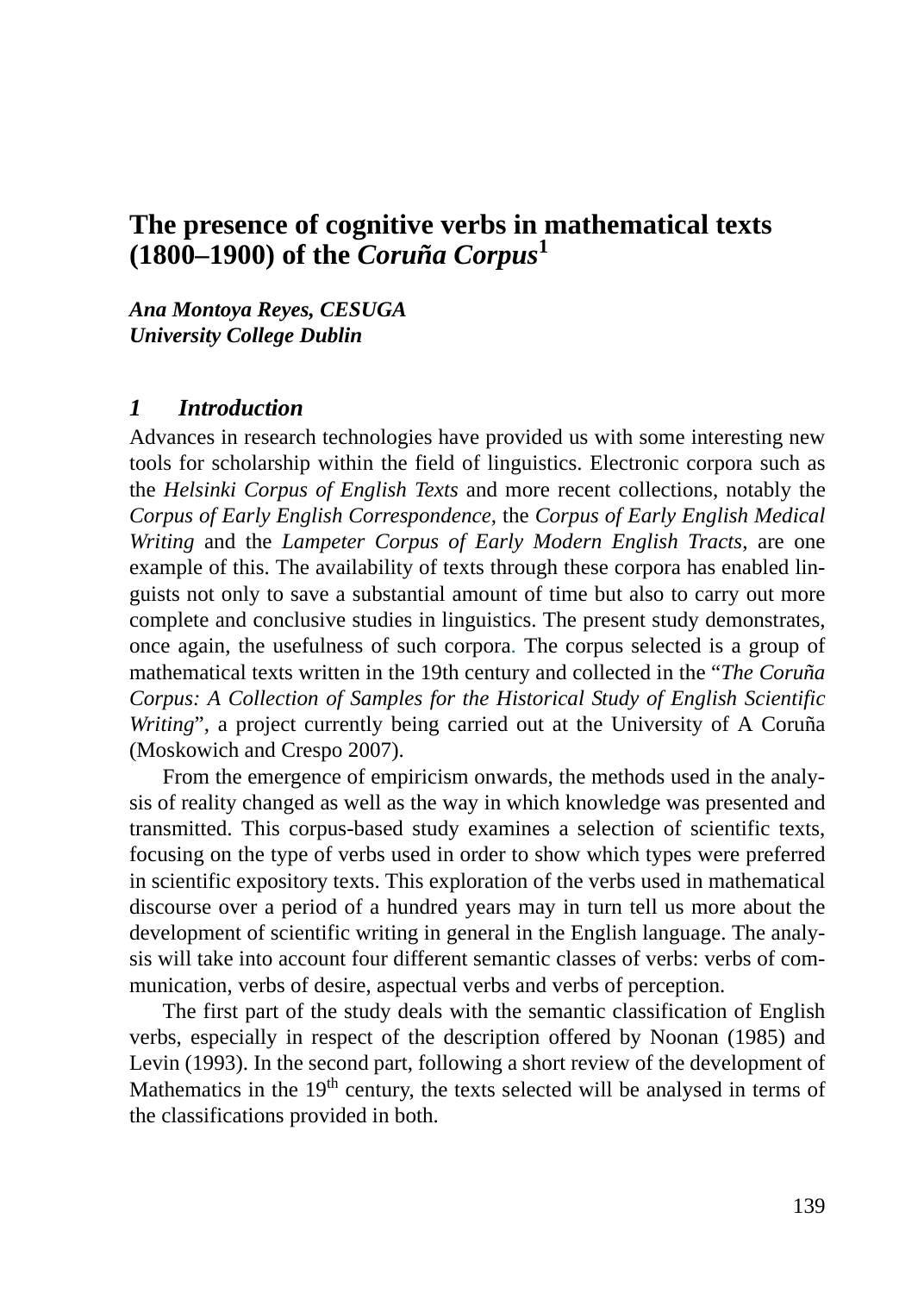# The presence of cognitive verbs in mathematical texts (1800–1900) of the *Coruña Corpus*[1]

***Ana Montoya Reyes, CESUGA***
***University College Dublin***

## 1 Introduction

Advances in research technologies have provided us with some interesting new tools for scholarship within the field of linguistics. Electronic corpora such as the *Helsinki Corpus of English Texts* and more recent collections, notably the *Corpus of Early English Correspondence*, the *Corpus of Early English Medical Writing* and the *Lampeter Corpus of Early Modern English Tracts*, are one example of this. The availability of texts through these corpora has enabled linguists not only to save a substantial amount of time but also to carry out more complete and conclusive studies in linguistics. The present study demonstrates, once again, the usefulness of such corpora. The corpus selected is a group of mathematical texts written in the 19th century and collected in the "*The Coruña Corpus: A Collection of Samples for the Historical Study of English Scientific Writing*", a project currently being carried out at the University of A Coruña (Moskowich and Crespo 2007).

From the emergence of empiricism onwards, the methods used in the analysis of reality changed as well as the way in which knowledge was presented and transmitted. This corpus-based study examines a selection of scientific texts, focusing on the type of verbs used in order to show which types were preferred in scientific expository texts. This exploration of the verbs used in mathematical discourse over a period of a hundred years may in turn tell us more about the development of scientific writing in general in the English language. The analysis will take into account four different semantic classes of verbs: verbs of communication, verbs of desire, aspectual verbs and verbs of perception.

The first part of the study deals with the semantic classification of English verbs, especially in respect of the description offered by Noonan (1985) and Levin (1993). In the second part, following a short review of the development of Mathematics in the 19th century, the texts selected will be analysed in terms of the classifications provided in both.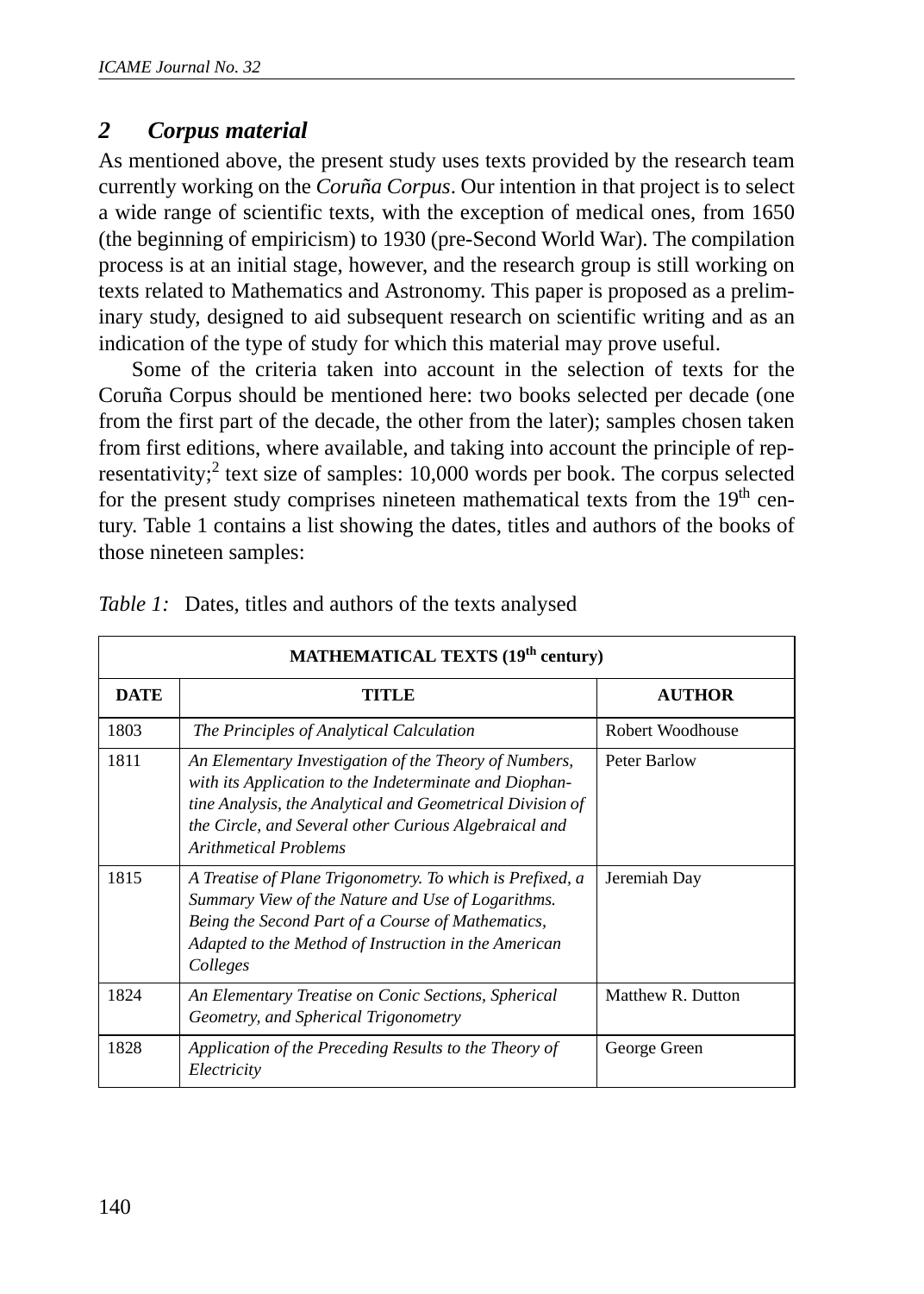## 2 *Corpus material*

As mentioned above, the present study uses texts provided by the research team currently working on the *Coruña Corpus*. Our intention in that project is to select a wide range of scientific texts, with the exception of medical ones, from 1650 (the beginning of empiricism) to 1930 (pre-Second World War). The compilation process is at an initial stage, however, and the research group is still working on texts related to Mathematics and Astronomy. This paper is proposed as a preliminary study, designed to aid subsequent research on scientific writing and as an indication of the type of study for which this material may prove useful.

Some of the criteria taken into account in the selection of texts for the Coruña Corpus should be mentioned here: two books selected per decade (one from the first part of the decade, the other from the later); samples chosen taken from first editions, where available, and taking into account the principle of representativity;[2] text size of samples: 10,000 words per book. The corpus selected for the present study comprises nineteen mathematical texts from the 19th century. Table 1 contains a list showing the dates, titles and authors of the books of those nineteen samples:

*Table 1:* Dates, titles and authors of the texts analysed

| MATHEMATICAL TEXTS (19th century) | | |
|---|---|---|
| **DATE** | **TITLE** | **AUTHOR** |
| 1803 | *The Principles of Analytical Calculation* | Robert Woodhouse |
| 1811 | *An Elementary Investigation of the Theory of Numbers, with its Application to the Indeterminate and Diophantine Analysis, the Analytical and Geometrical Division of the Circle, and Several other Curious Algebraical and Arithmetical Problems* | Peter Barlow |
| 1815 | *A Treatise of Plane Trigonometry. To which is Prefixed, a Summary View of the Nature and Use of Logarithms. Being the Second Part of a Course of Mathematics, Adapted to the Method of Instruction in the American Colleges* | Jeremiah Day |
| 1824 | *An Elementary Treatise on Conic Sections, Spherical Geometry, and Spherical Trigonometry* | Matthew R. Dutton |
| 1828 | *Application of the Preceding Results to the Theory of Electricity* | George Green |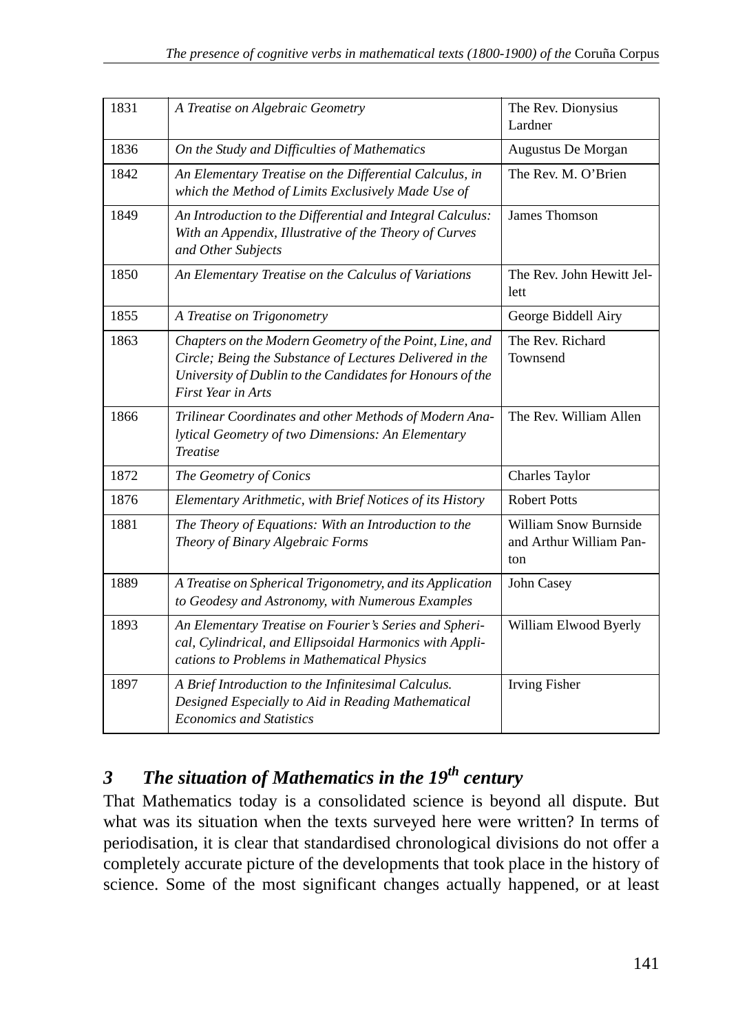| 1831 | *A Treatise on Algebraic Geometry* | The Rev. Dionysius Lardner |
|---|---|---|
| 1836 | *On the Study and Difficulties of Mathematics* | Augustus De Morgan |
| 1842 | *An Elementary Treatise on the Differential Calculus, in which the Method of Limits Exclusively Made Use of* | The Rev. M. O'Brien |
| 1849 | *An Introduction to the Differential and Integral Calculus: With an Appendix, Illustrative of the Theory of Curves and Other Subjects* | James Thomson |
| 1850 | *An Elementary Treatise on the Calculus of Variations* | The Rev. John Hewitt Jellett |
| 1855 | *A Treatise on Trigonometry* | George Biddell Airy |
| 1863 | *Chapters on the Modern Geometry of the Point, Line, and Circle; Being the Substance of Lectures Delivered in the University of Dublin to the Candidates for Honours of the First Year in Arts* | The Rev. Richard Townsend |
| 1866 | *Trilinear Coordinates and other Methods of Modern Analytical Geometry of two Dimensions: An Elementary Treatise* | The Rev. William Allen |
| 1872 | *The Geometry of Conics* | Charles Taylor |
| 1876 | *Elementary Arithmetic, with Brief Notices of its History* | Robert Potts |
| 1881 | *The Theory of Equations: With an Introduction to the Theory of Binary Algebraic Forms* | William Snow Burnside and Arthur William Panton |
| 1889 | *A Treatise on Spherical Trigonometry, and its Application to Geodesy and Astronomy, with Numerous Examples* | John Casey |
| 1893 | *An Elementary Treatise on Fourier's Series and Spherical, Cylindrical, and Ellipsoidal Harmonics with Applications to Problems in Mathematical Physics* | William Elwood Byerly |
| 1897 | *A Brief Introduction to the Infinitesimal Calculus. Designed Especially to Aid in Reading Mathematical Economics and Statistics* | Irving Fisher |

## 3 The situation of Mathematics in the 19th century

That Mathematics today is a consolidated science is beyond all dispute. But what was its situation when the texts surveyed here were written? In terms of periodisation, it is clear that standardised chronological divisions do not offer a completely accurate picture of the developments that took place in the history of science. Some of the most significant changes actually happened, or at least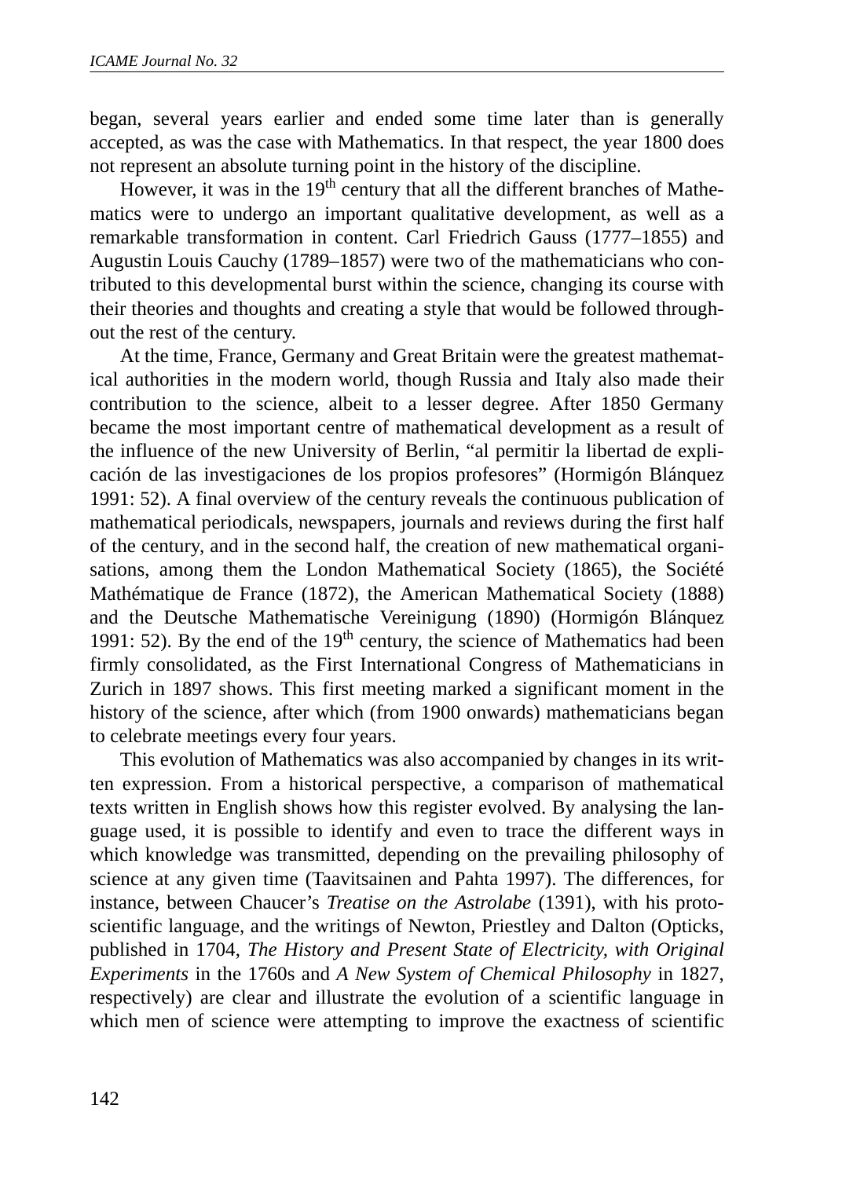began, several years earlier and ended some time later than is generally accepted, as was the case with Mathematics. In that respect, the year 1800 does not represent an absolute turning point in the history of the discipline.

However, it was in the 19th century that all the different branches of Mathematics were to undergo an important qualitative development, as well as a remarkable transformation in content. Carl Friedrich Gauss (1777–1855) and Augustin Louis Cauchy (1789–1857) were two of the mathematicians who contributed to this developmental burst within the science, changing its course with their theories and thoughts and creating a style that would be followed throughout the rest of the century.

At the time, France, Germany and Great Britain were the greatest mathematical authorities in the modern world, though Russia and Italy also made their contribution to the science, albeit to a lesser degree. After 1850 Germany became the most important centre of mathematical development as a result of the influence of the new University of Berlin, "al permitir la libertad de explicación de las investigaciones de los propios profesores" (Hormigón Blánquez 1991: 52). A final overview of the century reveals the continuous publication of mathematical periodicals, newspapers, journals and reviews during the first half of the century, and in the second half, the creation of new mathematical organisations, among them the London Mathematical Society (1865), the Société Mathématique de France (1872), the American Mathematical Society (1888) and the Deutsche Mathematische Vereinigung (1890) (Hormigón Blánquez 1991: 52). By the end of the 19th century, the science of Mathematics had been firmly consolidated, as the First International Congress of Mathematicians in Zurich in 1897 shows. This first meeting marked a significant moment in the history of the science, after which (from 1900 onwards) mathematicians began to celebrate meetings every four years.

This evolution of Mathematics was also accompanied by changes in its written expression. From a historical perspective, a comparison of mathematical texts written in English shows how this register evolved. By analysing the language used, it is possible to identify and even to trace the different ways in which knowledge was transmitted, depending on the prevailing philosophy of science at any given time (Taavitsainen and Pahta 1997). The differences, for instance, between Chaucer's *Treatise on the Astrolabe* (1391), with his proto-scientific language, and the writings of Newton, Priestley and Dalton (Opticks, published in 1704, *The History and Present State of Electricity, with Original Experiments* in the 1760s and *A New System of Chemical Philosophy* in 1827, respectively) are clear and illustrate the evolution of a scientific language in which men of science were attempting to improve the exactness of scientific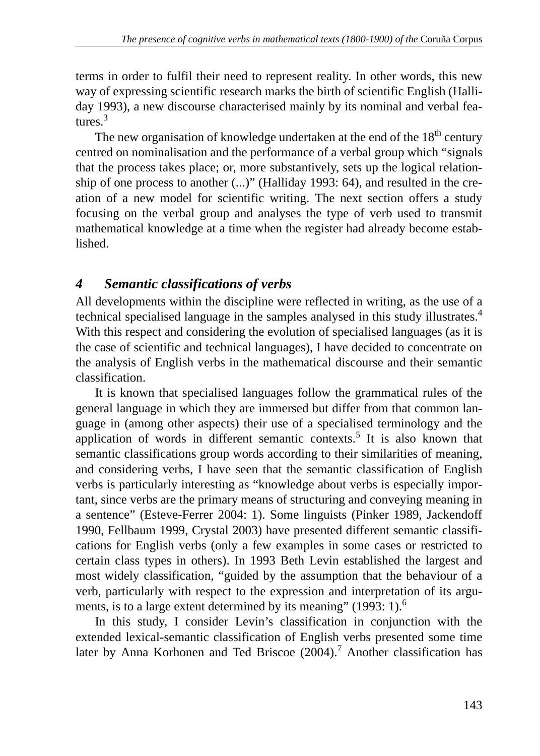terms in order to fulfil their need to represent reality. In other words, this new way of expressing scientific research marks the birth of scientific English (Halliday 1993), a new discourse characterised mainly by its nominal and verbal features.[3]

The new organisation of knowledge undertaken at the end of the 18th century centred on nominalisation and the performance of a verbal group which "signals that the process takes place; or, more substantively, sets up the logical relationship of one process to another (...)" (Halliday 1993: 64), and resulted in the creation of a new model for scientific writing. The next section offers a study focusing on the verbal group and analyses the type of verb used to transmit mathematical knowledge at a time when the register had already become established.

## *4 Semantic classifications of verbs*

All developments within the discipline were reflected in writing, as the use of a technical specialised language in the samples analysed in this study illustrates.[4] With this respect and considering the evolution of specialised languages (as it is the case of scientific and technical languages), I have decided to concentrate on the analysis of English verbs in the mathematical discourse and their semantic classification.

It is known that specialised languages follow the grammatical rules of the general language in which they are immersed but differ from that common language in (among other aspects) their use of a specialised terminology and the application of words in different semantic contexts.[5] It is also known that semantic classifications group words according to their similarities of meaning, and considering verbs, I have seen that the semantic classification of English verbs is particularly interesting as "knowledge about verbs is especially important, since verbs are the primary means of structuring and conveying meaning in a sentence" (Esteve-Ferrer 2004: 1). Some linguists (Pinker 1989, Jackendoff 1990, Fellbaum 1999, Crystal 2003) have presented different semantic classifications for English verbs (only a few examples in some cases or restricted to certain class types in others). In 1993 Beth Levin established the largest and most widely classification, "guided by the assumption that the behaviour of a verb, particularly with respect to the expression and interpretation of its arguments, is to a large extent determined by its meaning" (1993: 1).[6]

In this study, I consider Levin's classification in conjunction with the extended lexical-semantic classification of English verbs presented some time later by Anna Korhonen and Ted Briscoe (2004).[7] Another classification has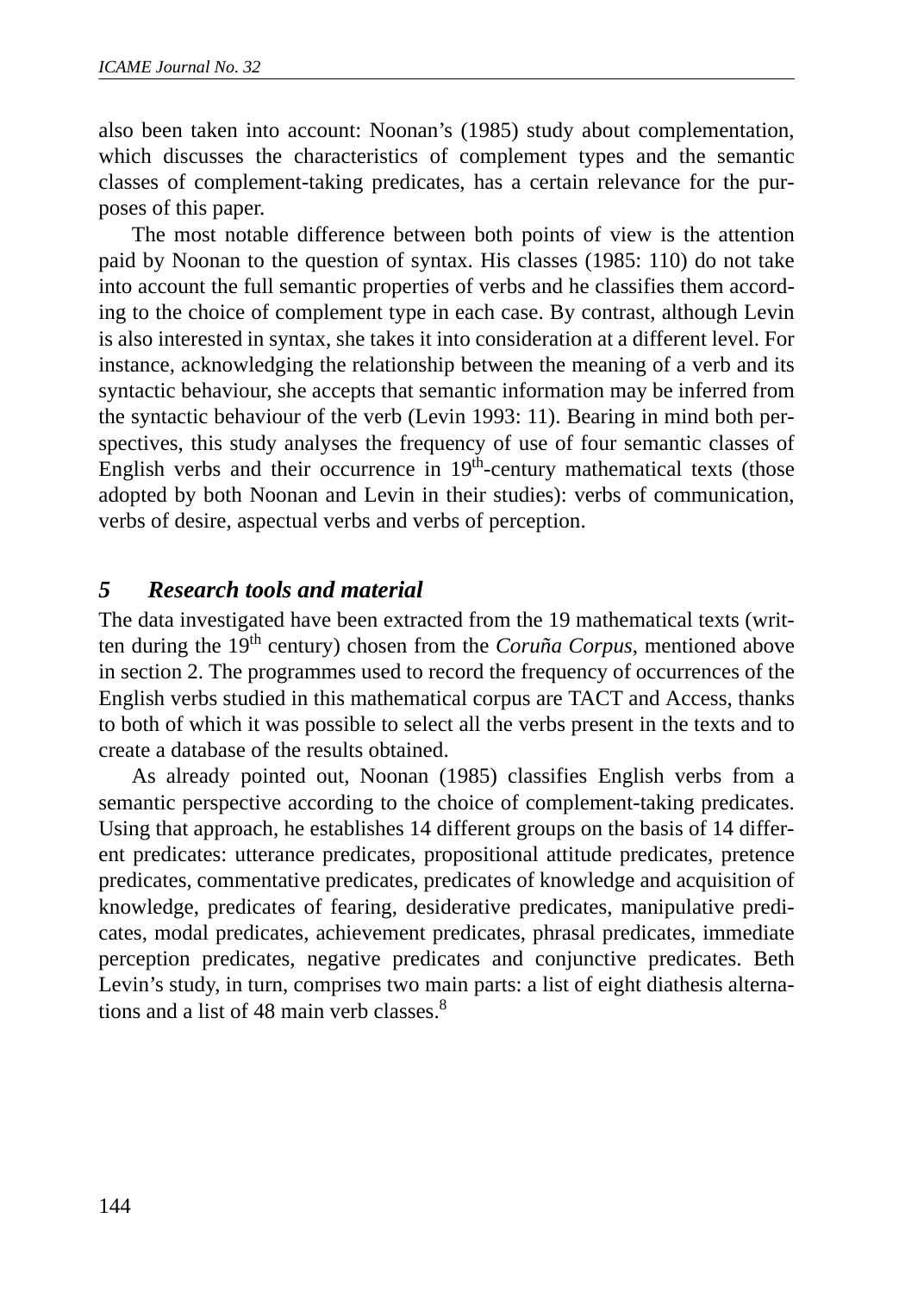also been taken into account: Noonan's (1985) study about complementation, which discusses the characteristics of complement types and the semantic classes of complement-taking predicates, has a certain relevance for the purposes of this paper.

The most notable difference between both points of view is the attention paid by Noonan to the question of syntax. His classes (1985: 110) do not take into account the full semantic properties of verbs and he classifies them according to the choice of complement type in each case. By contrast, although Levin is also interested in syntax, she takes it into consideration at a different level. For instance, acknowledging the relationship between the meaning of a verb and its syntactic behaviour, she accepts that semantic information may be inferred from the syntactic behaviour of the verb (Levin 1993: 11). Bearing in mind both perspectives, this study analyses the frequency of use of four semantic classes of English verbs and their occurrence in 19th-century mathematical texts (those adopted by both Noonan and Levin in their studies): verbs of communication, verbs of desire, aspectual verbs and verbs of perception.

## 5 *Research tools and material*

The data investigated have been extracted from the 19 mathematical texts (written during the 19th century) chosen from the *Coruña Corpus*, mentioned above in section 2. The programmes used to record the frequency of occurrences of the English verbs studied in this mathematical corpus are TACT and Access, thanks to both of which it was possible to select all the verbs present in the texts and to create a database of the results obtained.

As already pointed out, Noonan (1985) classifies English verbs from a semantic perspective according to the choice of complement-taking predicates. Using that approach, he establishes 14 different groups on the basis of 14 different predicates: utterance predicates, propositional attitude predicates, pretence predicates, commentative predicates, predicates of knowledge and acquisition of knowledge, predicates of fearing, desiderative predicates, manipulative predicates, modal predicates, achievement predicates, phrasal predicates, immediate perception predicates, negative predicates and conjunctive predicates. Beth Levin's study, in turn, comprises two main parts: a list of eight diathesis alternations and a list of 48 main verb classes.[8]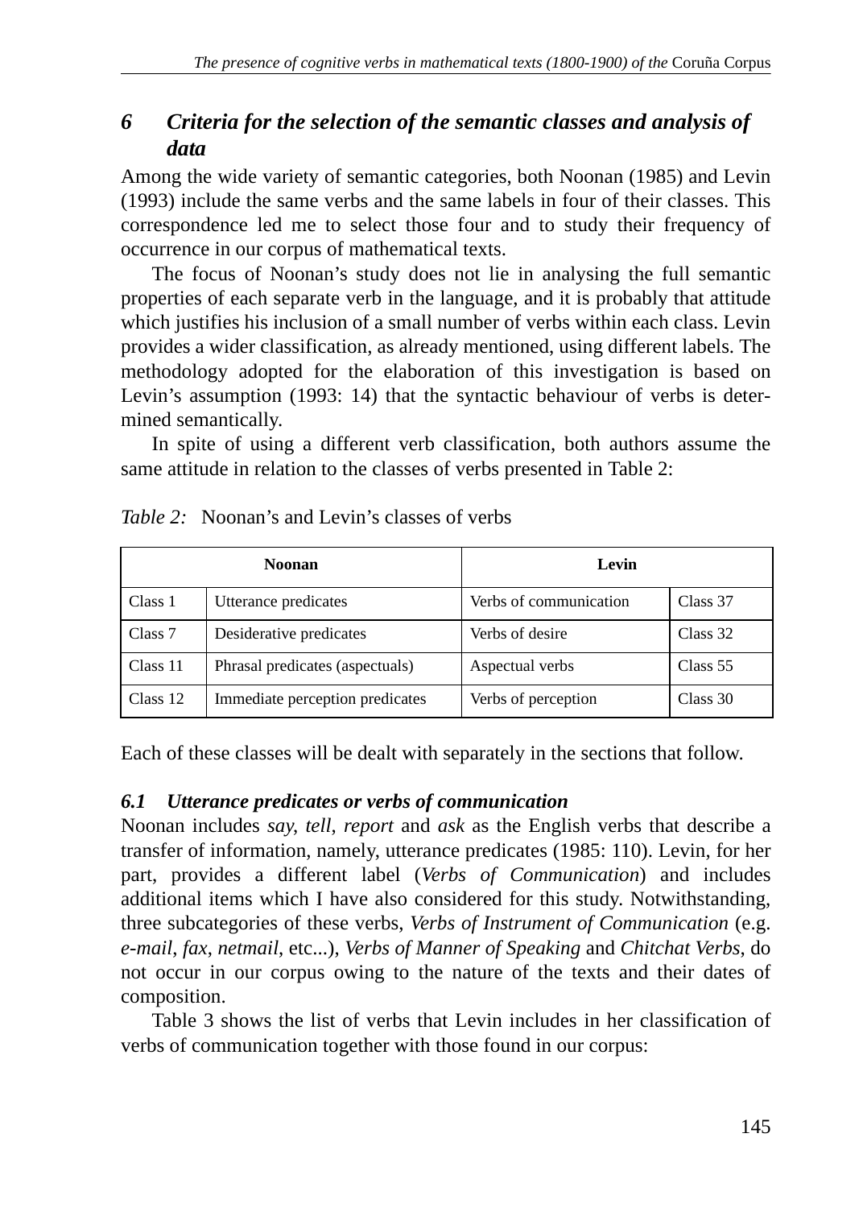## 6 *Criteria for the selection of the semantic classes and analysis of data*

Among the wide variety of semantic categories, both Noonan (1985) and Levin (1993) include the same verbs and the same labels in four of their classes. This correspondence led me to select those four and to study their frequency of occurrence in our corpus of mathematical texts.

The focus of Noonan's study does not lie in analysing the full semantic properties of each separate verb in the language, and it is probably that attitude which justifies his inclusion of a small number of verbs within each class. Levin provides a wider classification, as already mentioned, using different labels. The methodology adopted for the elaboration of this investigation is based on Levin's assumption (1993: 14) that the syntactic behaviour of verbs is determined semantically.

In spite of using a different verb classification, both authors assume the same attitude in relation to the classes of verbs presented in Table 2:

*Table 2:* Noonan's and Levin's classes of verbs

| Noonan | | Levin | |
|---|---|---|---|
| Class 1 | Utterance predicates | Verbs of communication | Class 37 |
| Class 7 | Desiderative predicates | Verbs of desire | Class 32 |
| Class 11 | Phrasal predicates (aspectuals) | Aspectual verbs | Class 55 |
| Class 12 | Immediate perception predicates | Verbs of perception | Class 30 |

Each of these classes will be dealt with separately in the sections that follow.

### 6.1 *Utterance predicates or verbs of communication*

Noonan includes *say*, *tell*, *report* and *ask* as the English verbs that describe a transfer of information, namely, utterance predicates (1985: 110). Levin, for her part, provides a different label (*Verbs of Communication*) and includes additional items which I have also considered for this study. Notwithstanding, three subcategories of these verbs, *Verbs of Instrument of Communication* (e.g. *e-mail*, *fax*, *netmail*, etc...), *Verbs of Manner of Speaking* and *Chitchat Verbs*, do not occur in our corpus owing to the nature of the texts and their dates of composition.

Table 3 shows the list of verbs that Levin includes in her classification of verbs of communication together with those found in our corpus: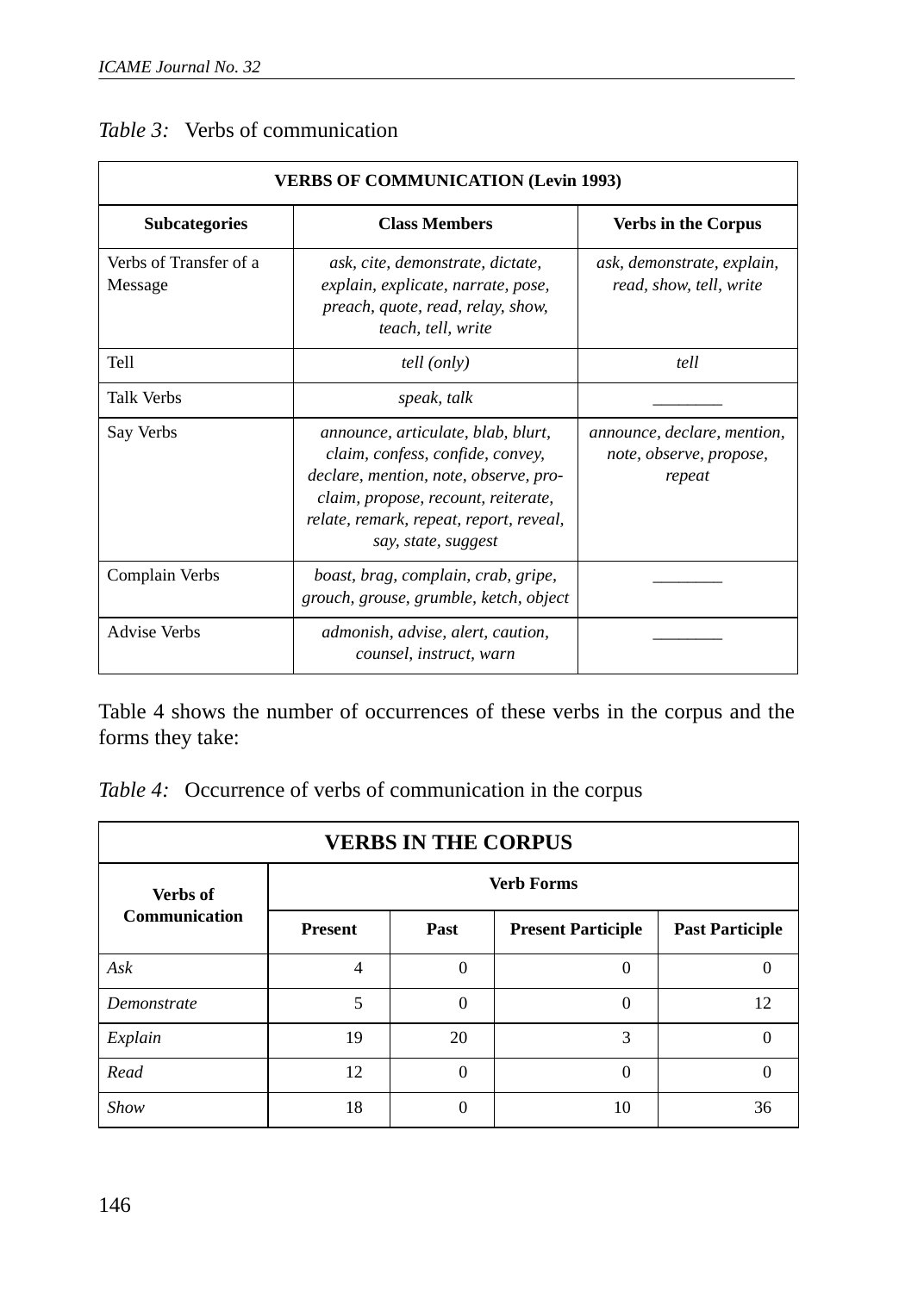*Table 3:* Verbs of communication

| VERBS OF COMMUNICATION (Levin 1993) | | |
|---|---|---|
| **Subcategories** | **Class Members** | **Verbs in the Corpus** |
| Verbs of Transfer of a Message | *ask, cite, demonstrate, dictate, explain, explicate, narrate, pose, preach, quote, read, relay, show, teach, tell, write* | *ask, demonstrate, explain, read, show, tell, write* |
| Tell | *tell (only)* | *tell* |
| Talk Verbs | *speak, talk* | ________ |
| Say Verbs | *announce, articulate, blab, blurt, claim, confess, confide, convey, declare, mention, note, observe, proclaim, propose, recount, reiterate, relate, remark, repeat, report, reveal, say, state, suggest* | *announce, declare, mention, note, observe, propose, repeat* |
| Complain Verbs | *boast, brag, complain, crab, gripe, grouch, grouse, grumble, ketch, object* | ________ |
| Advise Verbs | *admonish, advise, alert, caution, counsel, instruct, warn* | ________ |

Table 4 shows the number of occurrences of these verbs in the corpus and the forms they take:

*Table 4:* Occurrence of verbs of communication in the corpus

| VERBS IN THE CORPUS | | | | |
|---|---|---|---|---|
| **Verbs of Communication** | **Verb Forms** | | | |
| | **Present** | **Past** | **Present Participle** | **Past Participle** |
| *Ask* | 4 | 0 | 0 | 0 |
| *Demonstrate* | 5 | 0 | 0 | 12 |
| *Explain* | 19 | 20 | 3 | 0 |
| *Read* | 12 | 0 | 0 | 0 |
| *Show* | 18 | 0 | 10 | 36 |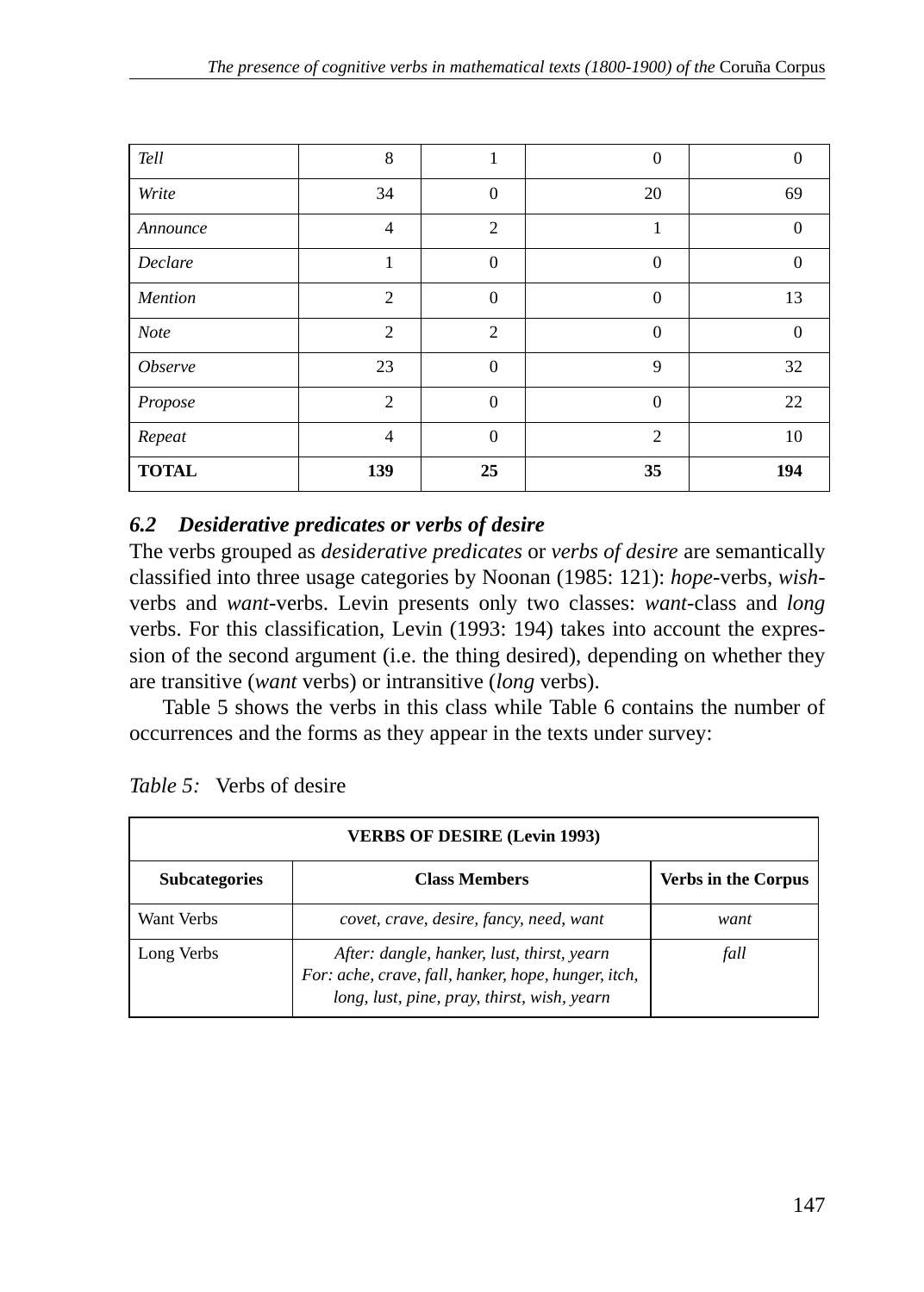| *Tell* | 8 | 1 | 0 | 0 |
|---|---|---|---|---|
| *Write* | 34 | 0 | 20 | 69 |
| *Announce* | 4 | 2 | 1 | 0 |
| *Declare* | 1 | 0 | 0 | 0 |
| *Mention* | 2 | 0 | 0 | 13 |
| *Note* | 2 | 2 | 0 | 0 |
| *Observe* | 23 | 0 | 9 | 32 |
| *Propose* | 2 | 0 | 0 | 22 |
| *Repeat* | 4 | 0 | 2 | 10 |
| **TOTAL** | **139** | **25** | **35** | **194** |

### *6.2 Desiderative predicates or verbs of desire*

The verbs grouped as *desiderative predicates* or *verbs of desire* are semantically classified into three usage categories by Noonan (1985: 121): *hope*-verbs, *wish*-verbs and *want*-verbs. Levin presents only two classes: *want*-class and *long* verbs. For this classification, Levin (1993: 194) takes into account the expression of the second argument (i.e. the thing desired), depending on whether they are transitive (*want* verbs) or intransitive (*long* verbs).

Table 5 shows the verbs in this class while Table 6 contains the number of occurrences and the forms as they appear in the texts under survey:

*Table 5:* Verbs of desire

| **VERBS OF DESIRE (Levin 1993)** | | |
|---|---|---|
| **Subcategories** | **Class Members** | **Verbs in the Corpus** |
| Want Verbs | *covet, crave, desire, fancy, need, want* | *want* |
| Long Verbs | *After: dangle, hanker, lust, thirst, yearn*<br>*For: ache, crave, fall, hanker, hope, hunger, itch, long, lust, pine, pray, thirst, wish, yearn* | *fall* |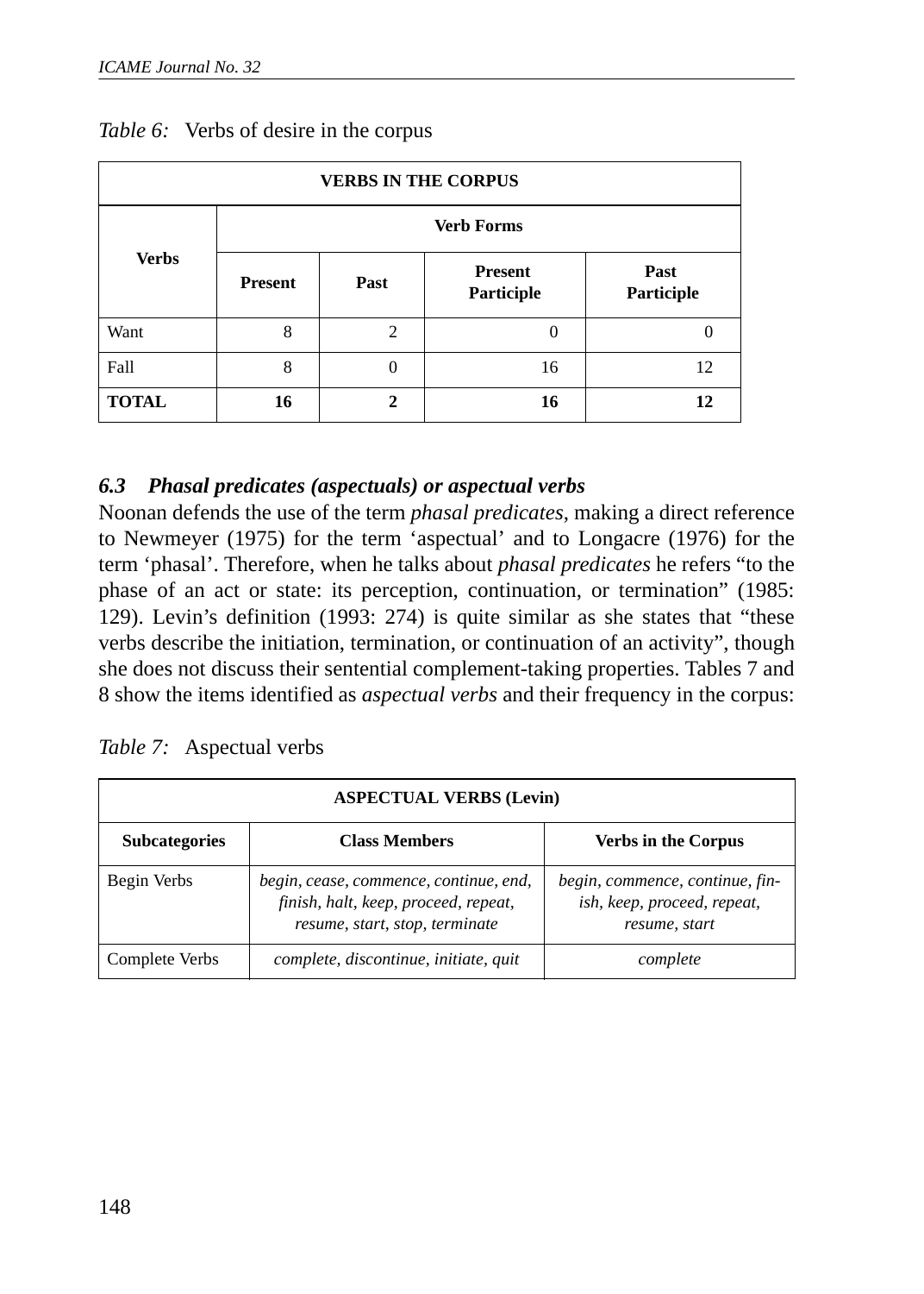*Table 6:* Verbs of desire in the corpus

| VERBS IN THE CORPUS | | | | |
|---|---|---|---|---|
| **Verbs** | **Verb Forms** | | | |
| | **Present** | **Past** | **Present Participle** | **Past Participle** |
| Want | 8 | 2 | 0 | 0 |
| Fall | 8 | 0 | 16 | 12 |
| **TOTAL** | **16** | **2** | **16** | **12** |

### *6.3 Phasal predicates (aspectuals) or aspectual verbs*

Noonan defends the use of the term *phasal predicates*, making a direct reference to Newmeyer (1975) for the term 'aspectual' and to Longacre (1976) for the term 'phasal'. Therefore, when he talks about *phasal predicates* he refers "to the phase of an act or state: its perception, continuation, or termination" (1985: 129). Levin's definition (1993: 274) is quite similar as she states that "these verbs describe the initiation, termination, or continuation of an activity", though she does not discuss their sentential complement-taking properties. Tables 7 and 8 show the items identified as *aspectual verbs* and their frequency in the corpus:

*Table 7:* Aspectual verbs

| ASPECTUAL VERBS (Levin) | | |
|---|---|---|
| **Subcategories** | **Class Members** | **Verbs in the Corpus** |
| Begin Verbs | *begin, cease, commence, continue, end, finish, halt, keep, proceed, repeat, resume, start, stop, terminate* | *begin, commence, continue, finish, keep, proceed, repeat, resume, start* |
| Complete Verbs | *complete, discontinue, initiate, quit* | *complete* |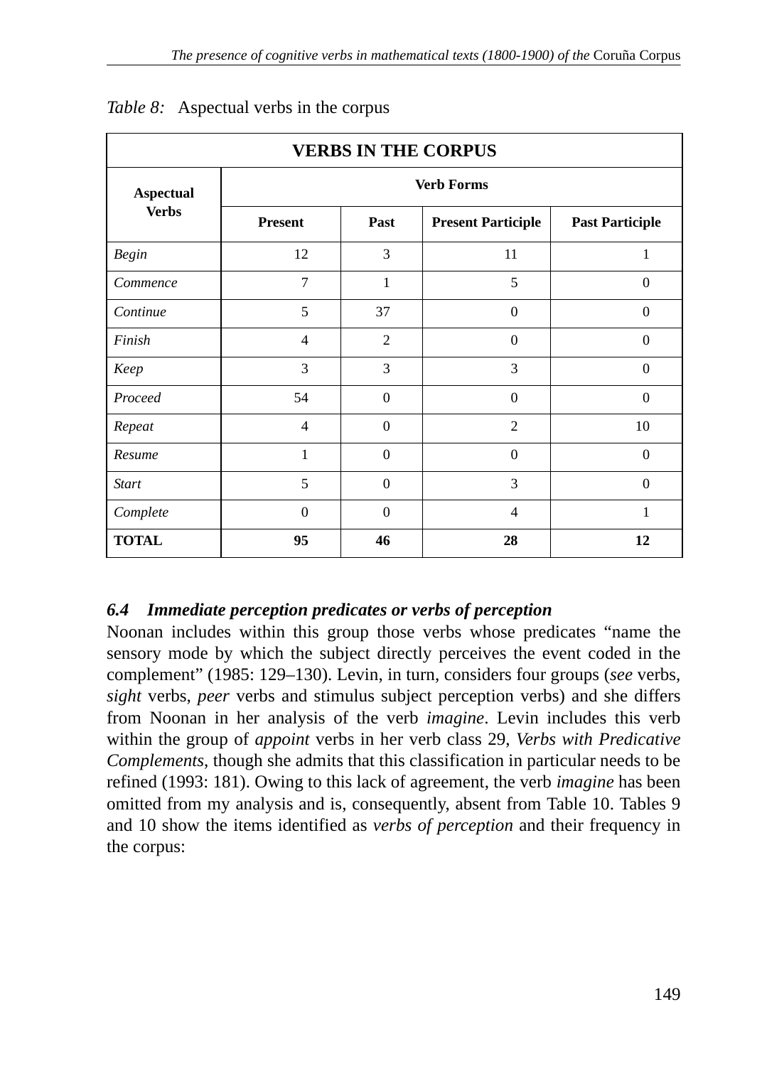*Table 8:* Aspectual verbs in the corpus

| VERBS IN THE CORPUS | | | | |
|---|---|---|---|---|
| **Aspectual Verbs** | **Verb Forms** | | | |
| | **Present** | **Past** | **Present Participle** | **Past Participle** |
| *Begin* | 12 | 3 | 11 | 1 |
| *Commence* | 7 | 1 | 5 | 0 |
| *Continue* | 5 | 37 | 0 | 0 |
| *Finish* | 4 | 2 | 0 | 0 |
| *Keep* | 3 | 3 | 3 | 0 |
| *Proceed* | 54 | 0 | 0 | 0 |
| *Repeat* | 4 | 0 | 2 | 10 |
| *Resume* | 1 | 0 | 0 | 0 |
| *Start* | 5 | 0 | 3 | 0 |
| *Complete* | 0 | 0 | 4 | 1 |
| **TOTAL** | **95** | **46** | **28** | **12** |

### *6.4 Immediate perception predicates or verbs of perception*

Noonan includes within this group those verbs whose predicates "name the sensory mode by which the subject directly perceives the event coded in the complement" (1985: 129–130). Levin, in turn, considers four groups (*see* verbs, *sight* verbs, *peer* verbs and stimulus subject perception verbs) and she differs from Noonan in her analysis of the verb *imagine*. Levin includes this verb within the group of *appoint* verbs in her verb class 29, *Verbs with Predicative Complements*, though she admits that this classification in particular needs to be refined (1993: 181). Owing to this lack of agreement, the verb *imagine* has been omitted from my analysis and is, consequently, absent from Table 10. Tables 9 and 10 show the items identified as *verbs of perception* and their frequency in the corpus: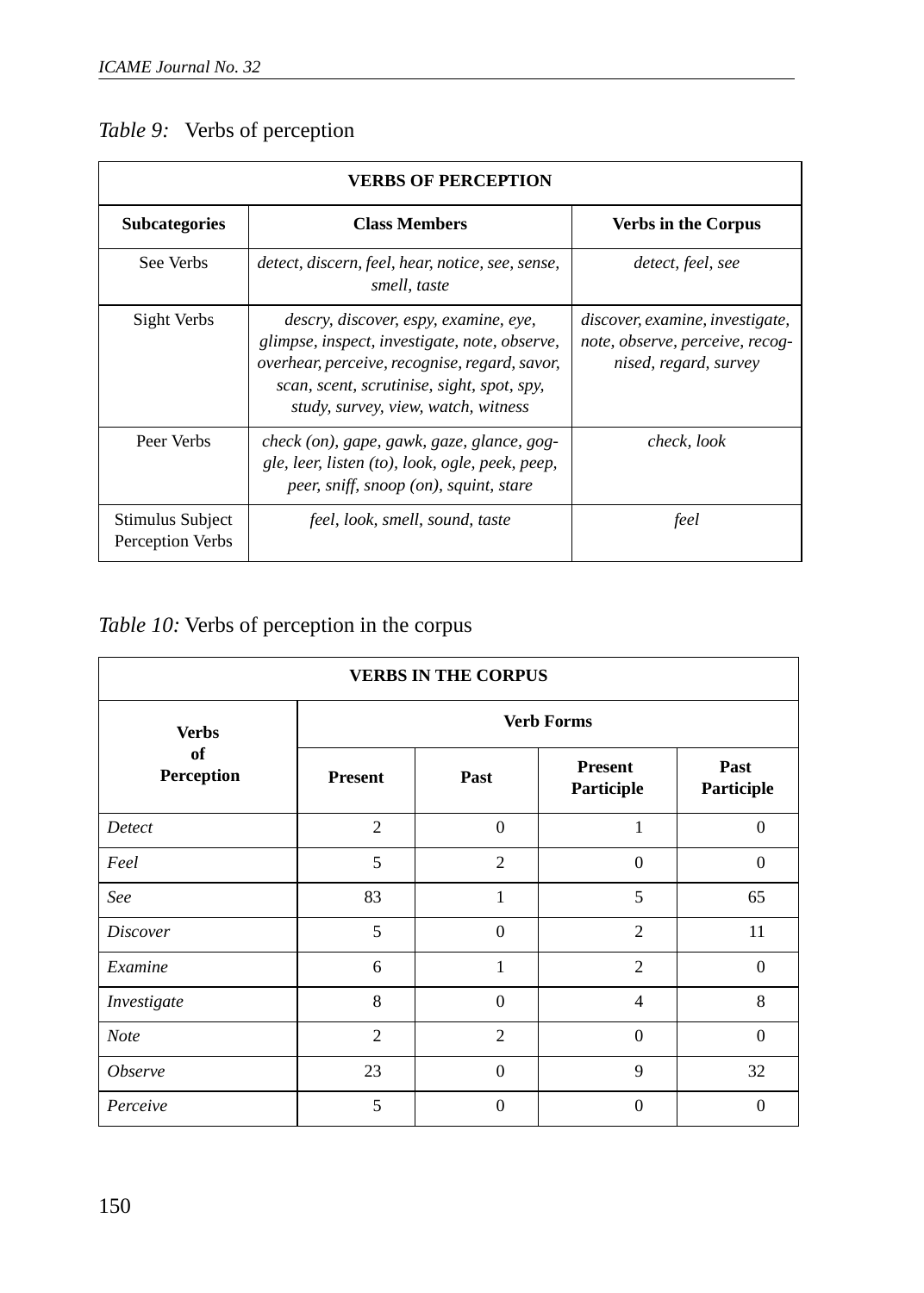*Table 9:* Verbs of perception

| VERBS OF PERCEPTION | | |
|---|---|---|
| **Subcategories** | **Class Members** | **Verbs in the Corpus** |
| See Verbs | *detect, discern, feel, hear, notice, see, sense, smell, taste* | *detect, feel, see* |
| Sight Verbs | *descry, discover, espy, examine, eye, glimpse, inspect, investigate, note, observe, overhear, perceive, recognise, regard, savor, scan, scent, scrutinise, sight, spot, spy, study, survey, view, watch, witness* | *discover, examine, investigate, note, observe, perceive, recognised, regard, survey* |
| Peer Verbs | *check (on), gape, gawk, gaze, glance, goggle, leer, listen (to), look, ogle, peek, peep, peer, sniff, snoop (on), squint, stare* | *check, look* |
| Stimulus Subject Perception Verbs | *feel, look, smell, sound, taste* | *feel* |

*Table 10:* Verbs of perception in the corpus

| VERBS IN THE CORPUS | | | | |
|---|---|---|---|---|
| **Verbs of Perception** | **Verb Forms** | | | |
| | **Present** | **Past** | **Present Participle** | **Past Participle** |
| *Detect* | 2 | 0 | 1 | 0 |
| *Feel* | 5 | 2 | 0 | 0 |
| *See* | 83 | 1 | 5 | 65 |
| *Discover* | 5 | 0 | 2 | 11 |
| *Examine* | 6 | 1 | 2 | 0 |
| *Investigate* | 8 | 0 | 4 | 8 |
| *Note* | 2 | 2 | 0 | 0 |
| *Observe* | 23 | 0 | 9 | 32 |
| *Perceive* | 5 | 0 | 0 | 0 |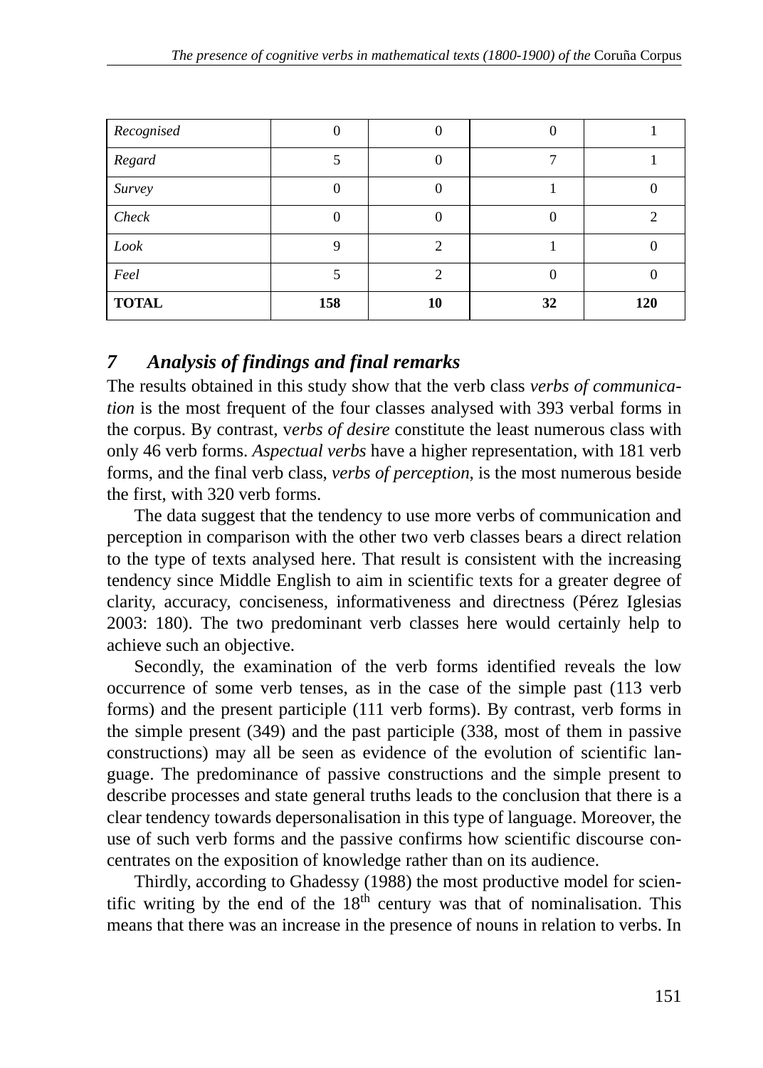| | | | | |
|---|---|---|---|---|
| *Recognised* | 0 | 0 | 0 | 1 |
| *Regard* | 5 | 0 | 7 | 1 |
| *Survey* | 0 | 0 | 1 | 0 |
| *Check* | 0 | 0 | 0 | 2 |
| *Look* | 9 | 2 | 1 | 0 |
| *Feel* | 5 | 2 | 0 | 0 |
| **TOTAL** | **158** | **10** | **32** | **120** |

## *7 Analysis of findings and final remarks*

The results obtained in this study show that the verb class *verbs of communication* is the most frequent of the four classes analysed with 393 verbal forms in the corpus. By contrast, v*erbs of desire* constitute the least numerous class with only 46 verb forms. *Aspectual verbs* have a higher representation, with 181 verb forms, and the final verb class, *verbs of perception*, is the most numerous beside the first, with 320 verb forms.

The data suggest that the tendency to use more verbs of communication and perception in comparison with the other two verb classes bears a direct relation to the type of texts analysed here. That result is consistent with the increasing tendency since Middle English to aim in scientific texts for a greater degree of clarity, accuracy, conciseness, informativeness and directness (Pérez Iglesias 2003: 180). The two predominant verb classes here would certainly help to achieve such an objective.

Secondly, the examination of the verb forms identified reveals the low occurrence of some verb tenses, as in the case of the simple past (113 verb forms) and the present participle (111 verb forms). By contrast, verb forms in the simple present (349) and the past participle (338, most of them in passive constructions) may all be seen as evidence of the evolution of scientific language. The predominance of passive constructions and the simple present to describe processes and state general truths leads to the conclusion that there is a clear tendency towards depersonalisation in this type of language. Moreover, the use of such verb forms and the passive confirms how scientific discourse concentrates on the exposition of knowledge rather than on its audience.

Thirdly, according to Ghadessy (1988) the most productive model for scientific writing by the end of the 18th century was that of nominalisation. This means that there was an increase in the presence of nouns in relation to verbs. In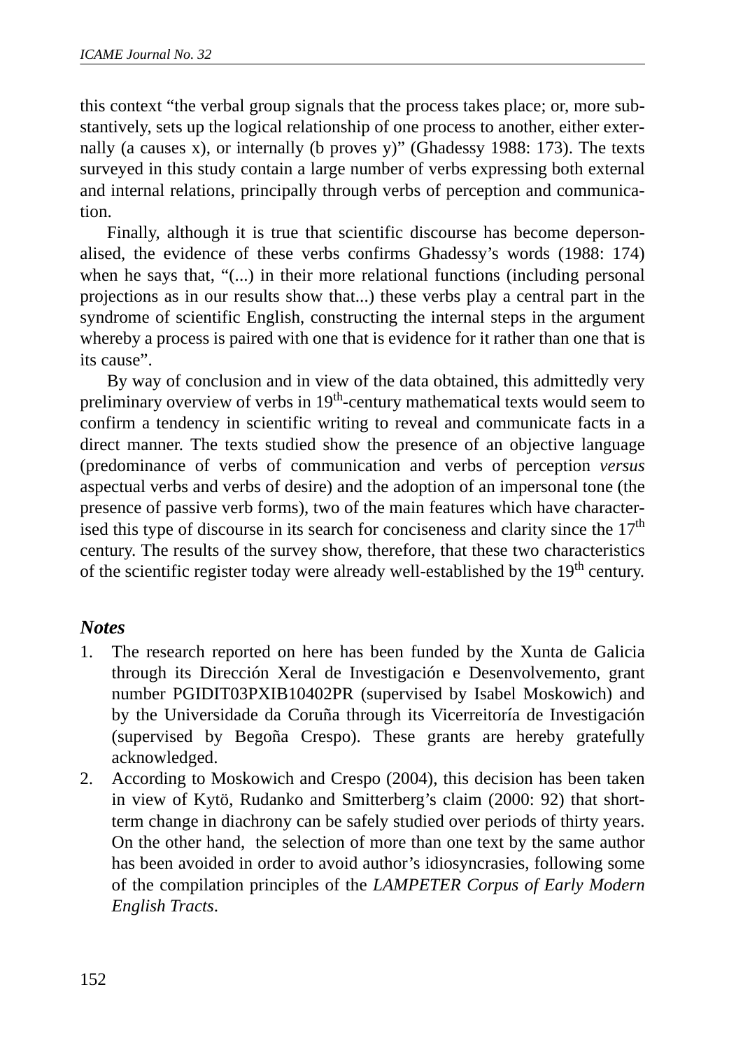this context "the verbal group signals that the process takes place; or, more substantively, sets up the logical relationship of one process to another, either externally (a causes x), or internally (b proves y)" (Ghadessy 1988: 173). The texts surveyed in this study contain a large number of verbs expressing both external and internal relations, principally through verbs of perception and communication.

Finally, although it is true that scientific discourse has become depersonalised, the evidence of these verbs confirms Ghadessy's words (1988: 174) when he says that, "(...) in their more relational functions (including personal projections as in our results show that...) these verbs play a central part in the syndrome of scientific English, constructing the internal steps in the argument whereby a process is paired with one that is evidence for it rather than one that is its cause".

By way of conclusion and in view of the data obtained, this admittedly very preliminary overview of verbs in 19th-century mathematical texts would seem to confirm a tendency in scientific writing to reveal and communicate facts in a direct manner. The texts studied show the presence of an objective language (predominance of verbs of communication and verbs of perception *versus* aspectual verbs and verbs of desire) and the adoption of an impersonal tone (the presence of passive verb forms), two of the main features which have characterised this type of discourse in its search for conciseness and clarity since the 17th century. The results of the survey show, therefore, that these two characteristics of the scientific register today were already well-established by the 19th century.

## *Notes*

1. The research reported on here has been funded by the Xunta de Galicia through its Dirección Xeral de Investigación e Desenvolvemento, grant number PGIDIT03PXIB10402PR (supervised by Isabel Moskowich) and by the Universidade da Coruña through its Vicerreitoría de Investigación (supervised by Begoña Crespo). These grants are hereby gratefully acknowledged.
2. According to Moskowich and Crespo (2004), this decision has been taken in view of Kytö, Rudanko and Smitterberg's claim (2000: 92) that short-term change in diachrony can be safely studied over periods of thirty years. On the other hand, the selection of more than one text by the same author has been avoided in order to avoid author's idiosyncrasies, following some of the compilation principles of the *LAMPETER Corpus of Early Modern English Tracts*.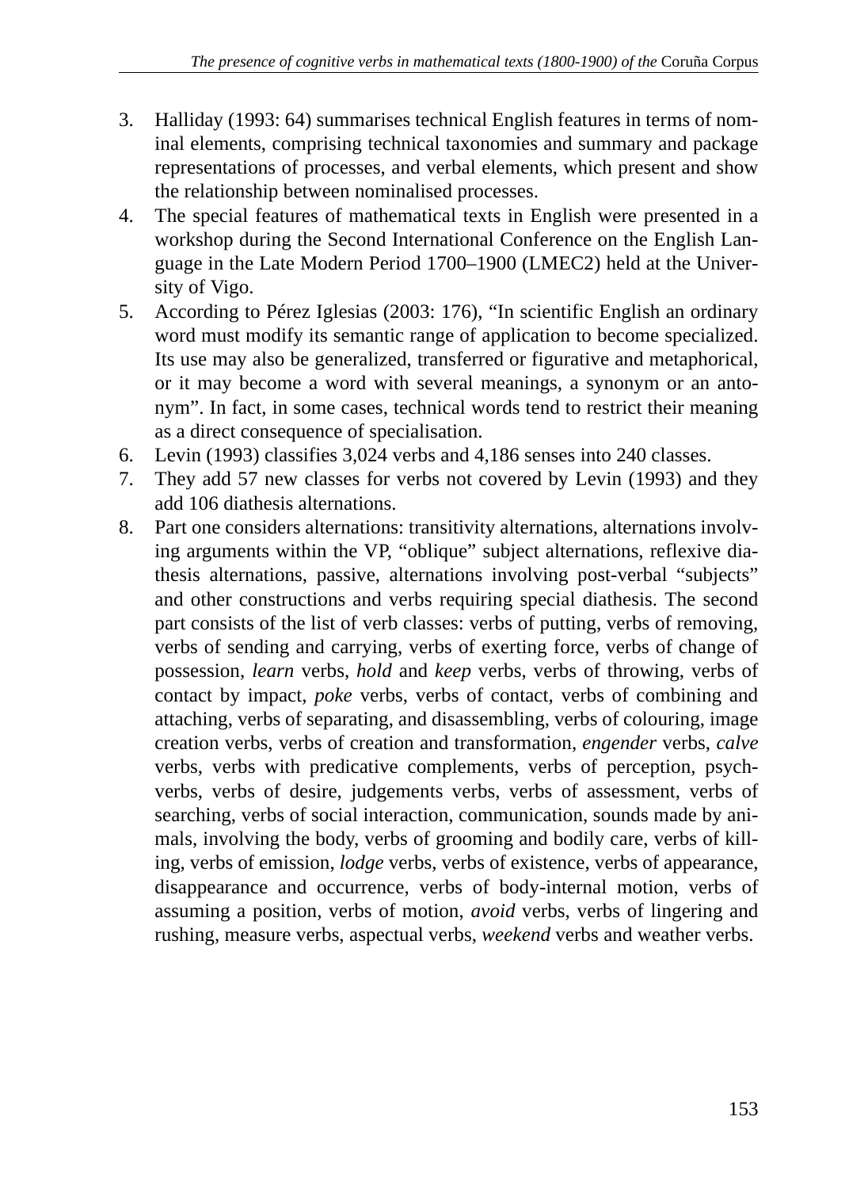3. Halliday (1993: 64) summarises technical English features in terms of nominal elements, comprising technical taxonomies and summary and package representations of processes, and verbal elements, which present and show the relationship between nominalised processes.
4. The special features of mathematical texts in English were presented in a workshop during the Second International Conference on the English Language in the Late Modern Period 1700–1900 (LMEC2) held at the University of Vigo.
5. According to Pérez Iglesias (2003: 176), "In scientific English an ordinary word must modify its semantic range of application to become specialized. Its use may also be generalized, transferred or figurative and metaphorical, or it may become a word with several meanings, a synonym or an antonym". In fact, in some cases, technical words tend to restrict their meaning as a direct consequence of specialisation.
6. Levin (1993) classifies 3,024 verbs and 4,186 senses into 240 classes.
7. They add 57 new classes for verbs not covered by Levin (1993) and they add 106 diathesis alternations.
8. Part one considers alternations: transitivity alternations, alternations involving arguments within the VP, "oblique" subject alternations, reflexive diathesis alternations, passive, alternations involving post-verbal "subjects" and other constructions and verbs requiring special diathesis. The second part consists of the list of verb classes: verbs of putting, verbs of removing, verbs of sending and carrying, verbs of exerting force, verbs of change of possession, *learn* verbs, *hold* and *keep* verbs, verbs of throwing, verbs of contact by impact, *poke* verbs, verbs of contact, verbs of combining and attaching, verbs of separating, and disassembling, verbs of colouring, image creation verbs, verbs of creation and transformation, *engender* verbs, *calve* verbs, verbs with predicative complements, verbs of perception, psych-verbs, verbs of desire, judgements verbs, verbs of assessment, verbs of searching, verbs of social interaction, communication, sounds made by animals, involving the body, verbs of grooming and bodily care, verbs of killing, verbs of emission, *lodge* verbs, verbs of existence, verbs of appearance, disappearance and occurrence, verbs of body-internal motion, verbs of assuming a position, verbs of motion, *avoid* verbs, verbs of lingering and rushing, measure verbs, aspectual verbs, *weekend* verbs and weather verbs.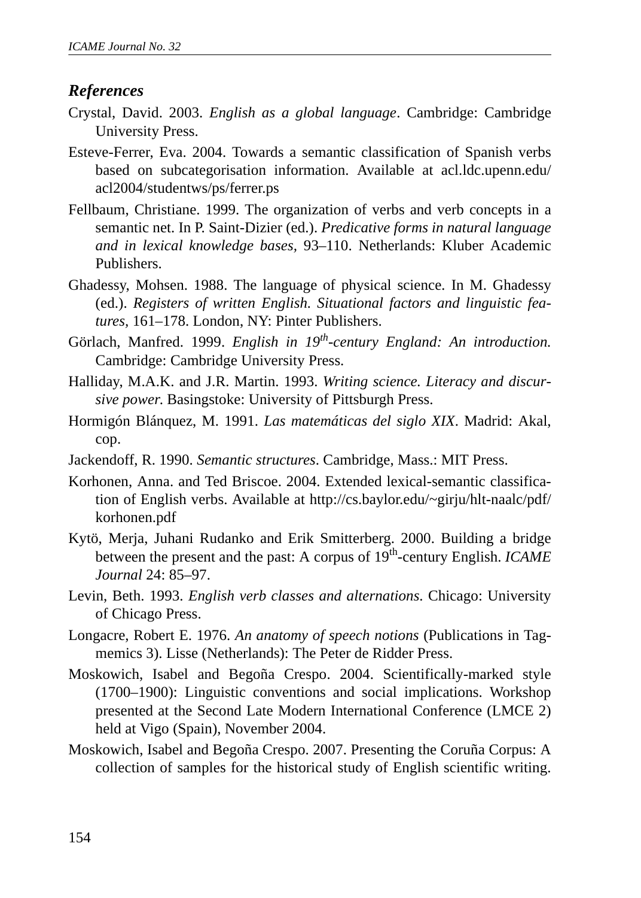## *References*

Crystal, David. 2003. *English as a global language*. Cambridge: Cambridge University Press.

Esteve-Ferrer, Eva. 2004. Towards a semantic classification of Spanish verbs based on subcategorisation information. Available at acl.ldc.upenn.edu/acl2004/studentws/ps/ferrer.ps

Fellbaum, Christiane. 1999. The organization of verbs and verb concepts in a semantic net. In P. Saint-Dizier (ed.). *Predicative forms in natural language and in lexical knowledge bases*, 93–110. Netherlands: Kluber Academic Publishers.

Ghadessy, Mohsen. 1988. The language of physical science. In M. Ghadessy (ed.). *Registers of written English. Situational factors and linguistic features*, 161–178. London, NY: Pinter Publishers.

Görlach, Manfred. 1999. *English in 19th-century England: An introduction.* Cambridge: Cambridge University Press.

Halliday, M.A.K. and J.R. Martin. 1993. *Writing science. Literacy and discursive power.* Basingstoke: University of Pittsburgh Press.

Hormigón Blánquez, M. 1991. *Las matemáticas del siglo XIX*. Madrid: Akal, cop.

Jackendoff, R. 1990. *Semantic structures*. Cambridge, Mass.: MIT Press.

Korhonen, Anna. and Ted Briscoe. 2004. Extended lexical-semantic classification of English verbs. Available at http://cs.baylor.edu/~girju/hlt-naalc/pdf/korhonen.pdf

Kytö, Merja, Juhani Rudanko and Erik Smitterberg. 2000. Building a bridge between the present and the past: A corpus of 19th-century English. *ICAME Journal* 24: 85–97.

Levin, Beth. 1993. *English verb classes and alternations.* Chicago: University of Chicago Press.

Longacre, Robert E. 1976. *An anatomy of speech notions* (Publications in Tagmemics 3). Lisse (Netherlands): The Peter de Ridder Press.

Moskowich, Isabel and Begoña Crespo. 2004. Scientifically-marked style (1700–1900): Linguistic conventions and social implications. Workshop presented at the Second Late Modern International Conference (LMCE 2) held at Vigo (Spain), November 2004.

Moskowich, Isabel and Begoña Crespo. 2007. Presenting the Coruña Corpus: A collection of samples for the historical study of English scientific writing.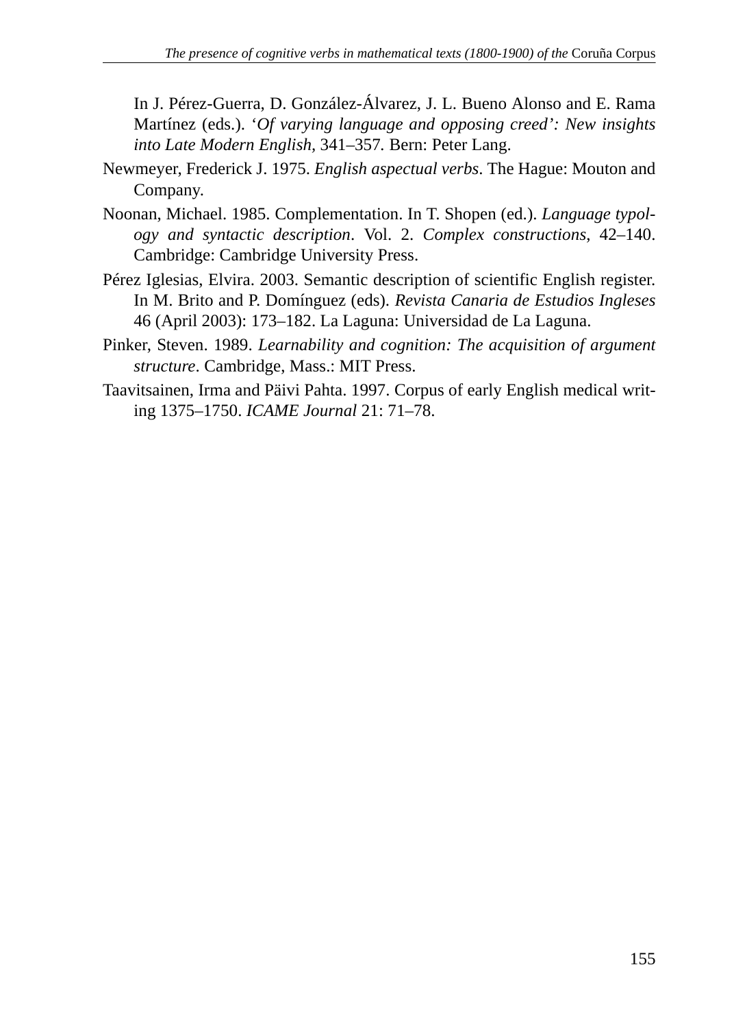In J. Pérez-Guerra, D. González-Álvarez, J. L. Bueno Alonso and E. Rama Martínez (eds.). *'Of varying language and opposing creed': New insights into Late Modern English*, 341–357. Bern: Peter Lang.

Newmeyer, Frederick J. 1975. *English aspectual verbs*. The Hague: Mouton and Company.

Noonan, Michael. 1985. Complementation. In T. Shopen (ed.). *Language typology and syntactic description*. Vol. 2. *Complex constructions*, 42–140. Cambridge: Cambridge University Press.

Pérez Iglesias, Elvira. 2003. Semantic description of scientific English register. In M. Brito and P. Domínguez (eds). *Revista Canaria de Estudios Ingleses* 46 (April 2003): 173–182. La Laguna: Universidad de La Laguna.

Pinker, Steven. 1989. *Learnability and cognition: The acquisition of argument structure*. Cambridge, Mass.: MIT Press.

Taavitsainen, Irma and Päivi Pahta. 1997. Corpus of early English medical writing 1375–1750. *ICAME Journal* 21: 71–78.